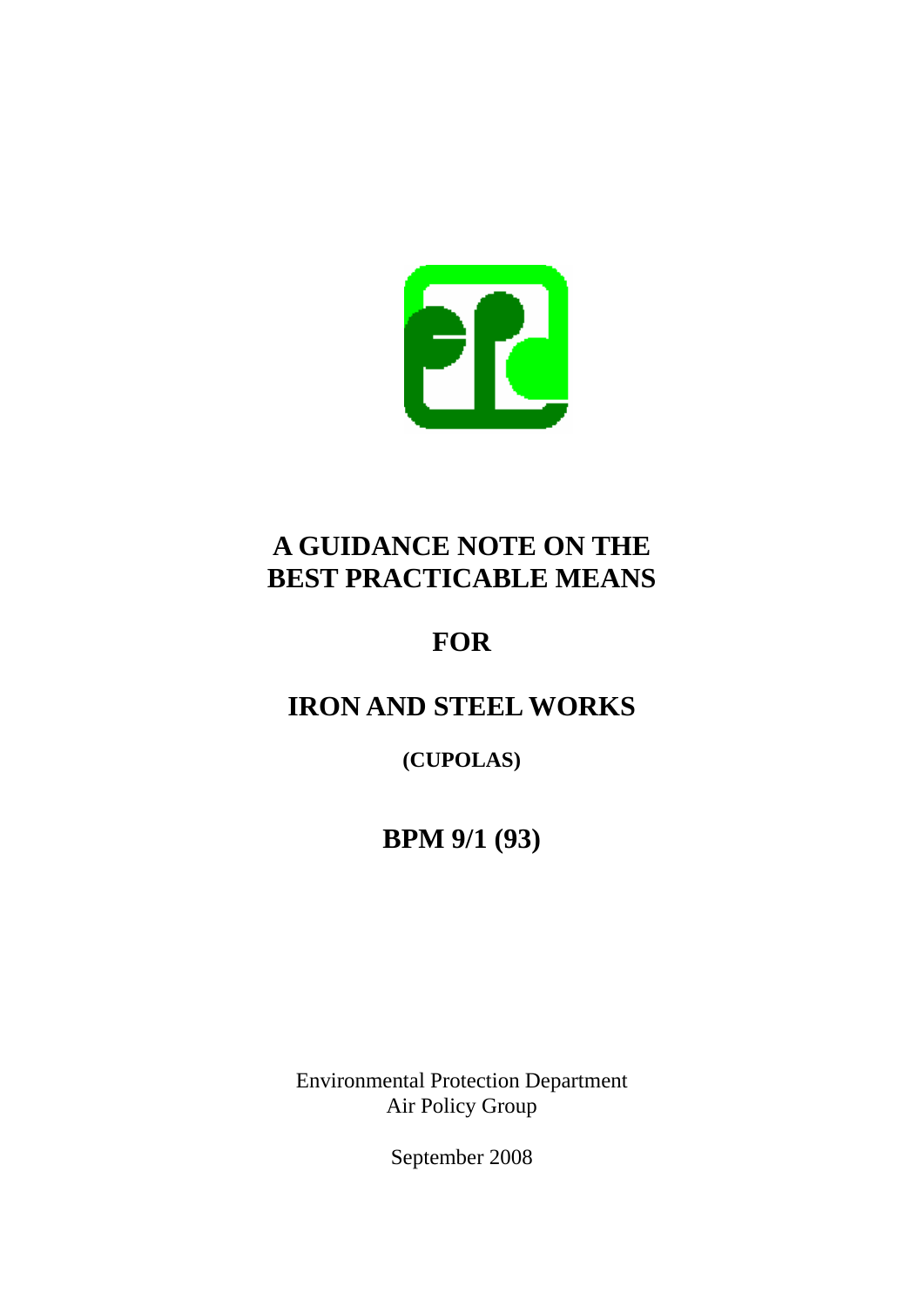# A GUIDANCE NOTE ON THE BEST PRACTICABLE MEANS

# FOR

# IRON AND STEEL WORKS

### (CUPOLAS)

## BPM 9/1 (93)

Environmental Protection Department
Air Policy Group

September 2008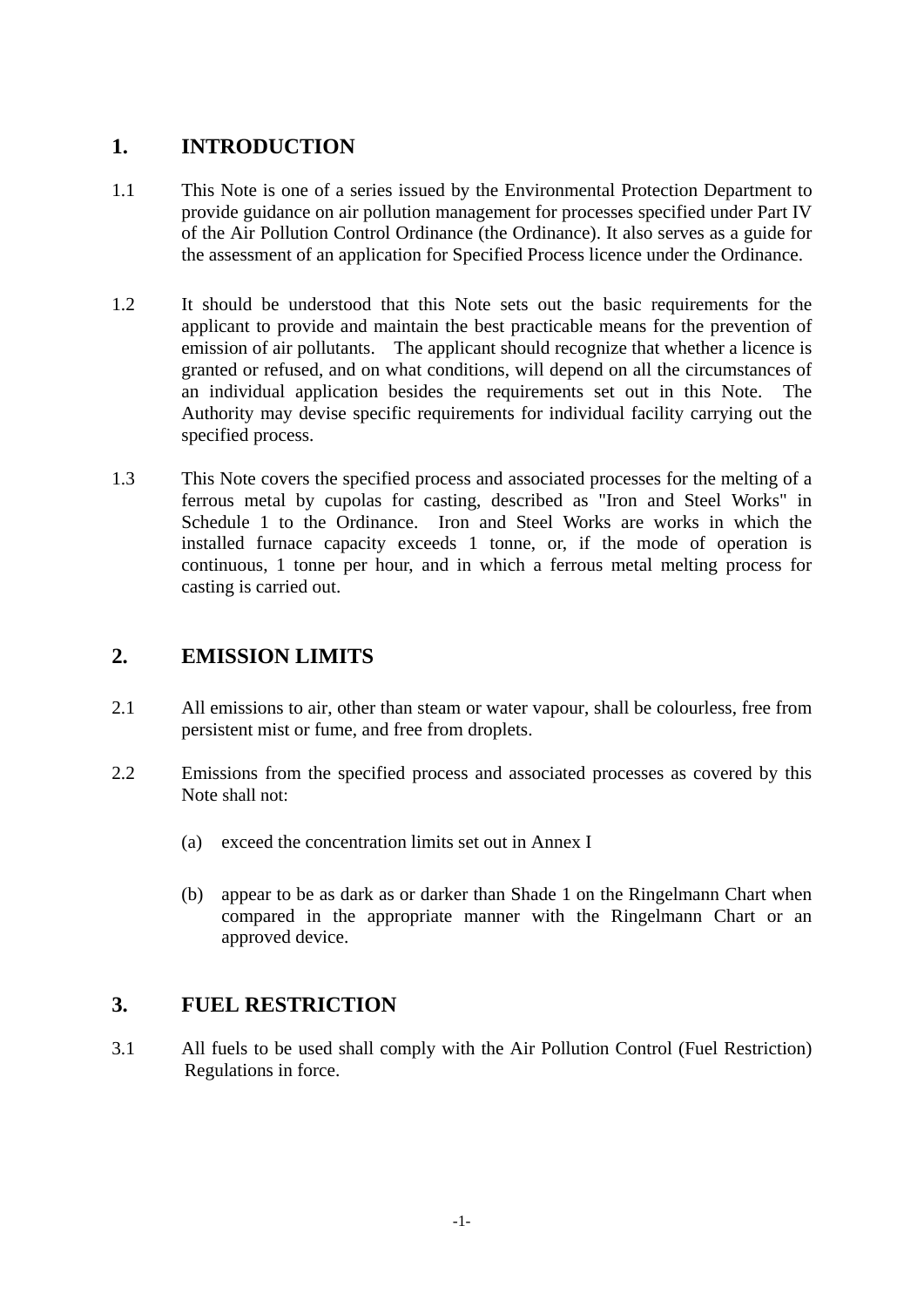## 1. INTRODUCTION

1.1 This Note is one of a series issued by the Environmental Protection Department to provide guidance on air pollution management for processes specified under Part IV of the Air Pollution Control Ordinance (the Ordinance). It also serves as a guide for the assessment of an application for Specified Process licence under the Ordinance.

1.2 It should be understood that this Note sets out the basic requirements for the applicant to provide and maintain the best practicable means for the prevention of emission of air pollutants. The applicant should recognize that whether a licence is granted or refused, and on what conditions, will depend on all the circumstances of an individual application besides the requirements set out in this Note. The Authority may devise specific requirements for individual facility carrying out the specified process.

1.3 This Note covers the specified process and associated processes for the melting of a ferrous metal by cupolas for casting, described as "Iron and Steel Works" in Schedule 1 to the Ordinance. Iron and Steel Works are works in which the installed furnace capacity exceeds 1 tonne, or, if the mode of operation is continuous, 1 tonne per hour, and in which a ferrous metal melting process for casting is carried out.

## 2. EMISSION LIMITS

2.1 All emissions to air, other than steam or water vapour, shall be colourless, free from persistent mist or fume, and free from droplets.

2.2 Emissions from the specified process and associated processes as covered by this Note shall not:

(a) exceed the concentration limits set out in Annex I

(b) appear to be as dark as or darker than Shade 1 on the Ringelmann Chart when compared in the appropriate manner with the Ringelmann Chart or an approved device.

## 3. FUEL RESTRICTION

3.1 All fuels to be used shall comply with the Air Pollution Control (Fuel Restriction) Regulations in force.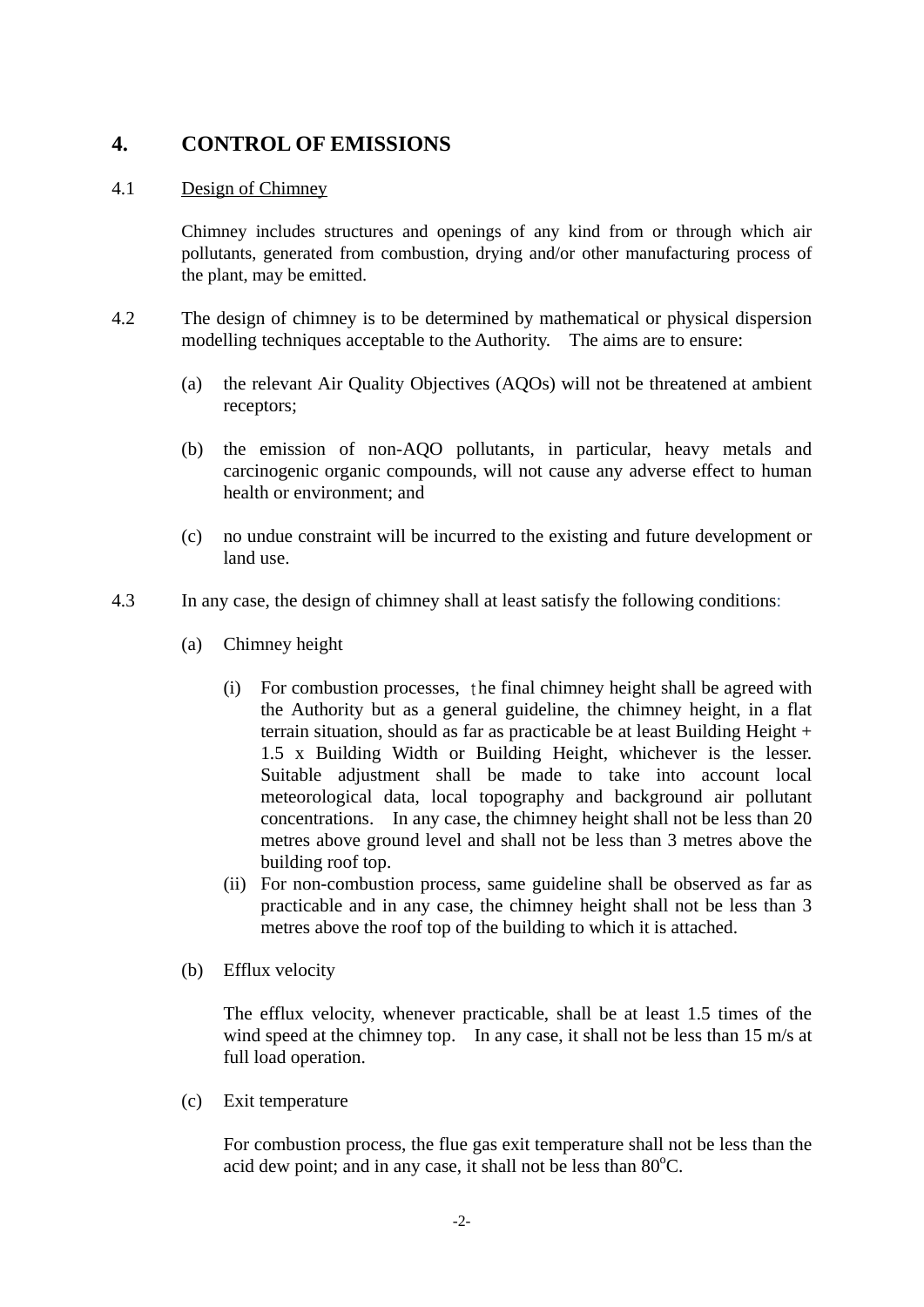## 4. CONTROL OF EMISSIONS

4.1 Design of Chimney

Chimney includes structures and openings of any kind from or through which air pollutants, generated from combustion, drying and/or other manufacturing process of the plant, may be emitted.

4.2 The design of chimney is to be determined by mathematical or physical dispersion modelling techniques acceptable to the Authority. The aims are to ensure:

(a) the relevant Air Quality Objectives (AQOs) will not be threatened at ambient receptors;

(b) the emission of non-AQO pollutants, in particular, heavy metals and carcinogenic organic compounds, will not cause any adverse effect to human health or environment; and

(c) no undue constraint will be incurred to the existing and future development or land use.

4.3 In any case, the design of chimney shall at least satisfy the following conditions:

(a) Chimney height

(i) For combustion processes, the final chimney height shall be agreed with the Authority but as a general guideline, the chimney height, in a flat terrain situation, should as far as practicable be at least Building Height + 1.5 x Building Width or Building Height, whichever is the lesser. Suitable adjustment shall be made to take into account local meteorological data, local topography and background air pollutant concentrations. In any case, the chimney height shall not be less than 20 metres above ground level and shall not be less than 3 metres above the building roof top.

(ii) For non-combustion process, same guideline shall be observed as far as practicable and in any case, the chimney height shall not be less than 3 metres above the roof top of the building to which it is attached.

(b) Efflux velocity

The efflux velocity, whenever practicable, shall be at least 1.5 times of the wind speed at the chimney top. In any case, it shall not be less than 15 m/s at full load operation.

(c) Exit temperature

For combustion process, the flue gas exit temperature shall not be less than the acid dew point; and in any case, it shall not be less than $80^{o}$C.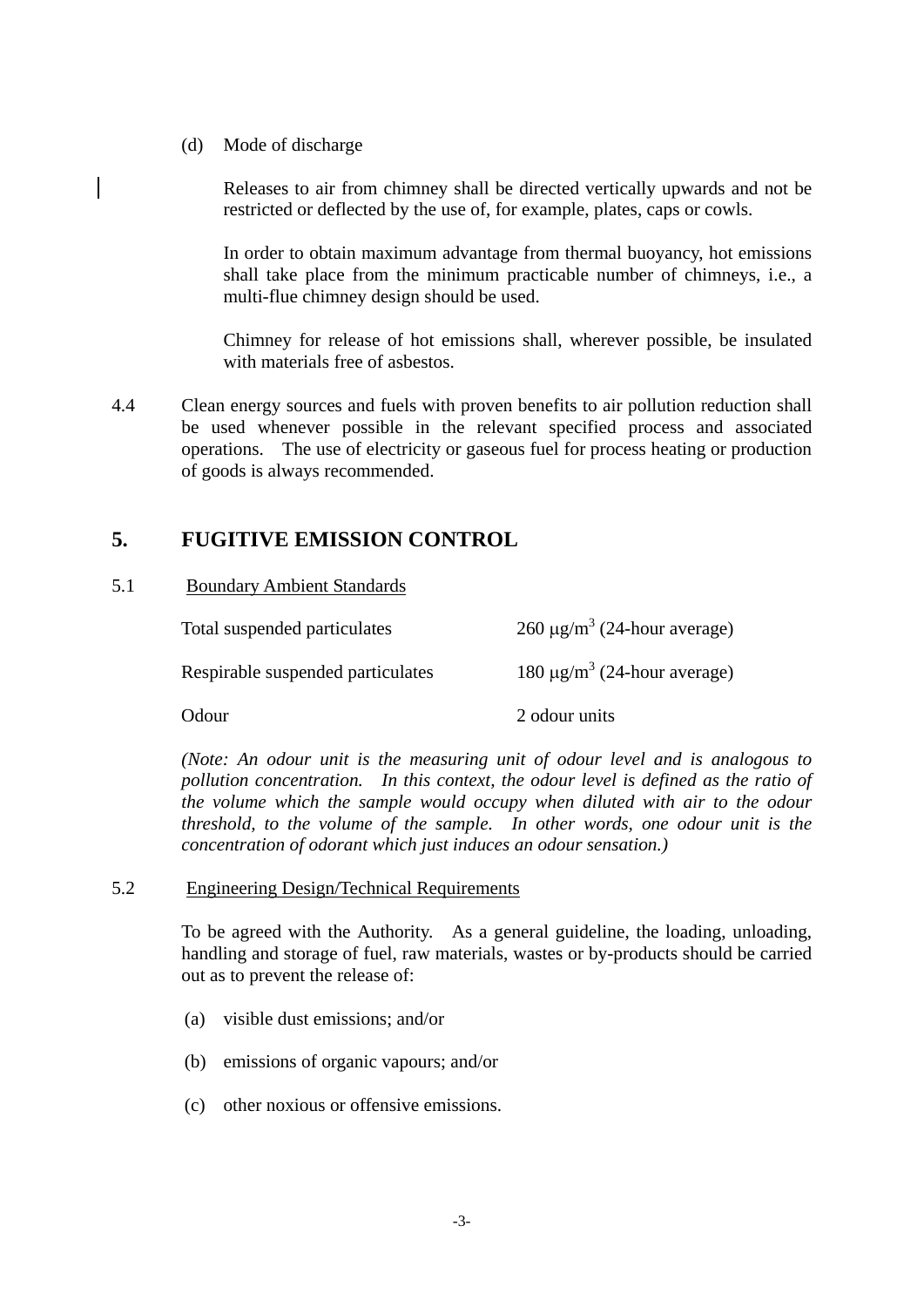(d) Mode of discharge

Releases to air from chimney shall be directed vertically upwards and not be restricted or deflected by the use of, for example, plates, caps or cowls.

In order to obtain maximum advantage from thermal buoyancy, hot emissions shall take place from the minimum practicable number of chimneys, i.e., a multi-flue chimney design should be used.

Chimney for release of hot emissions shall, wherever possible, be insulated with materials free of asbestos.

4.4 Clean energy sources and fuels with proven benefits to air pollution reduction shall be used whenever possible in the relevant specified process and associated operations. The use of electricity or gaseous fuel for process heating or production of goods is always recommended.

## 5. FUGITIVE EMISSION CONTROL

5.1 Boundary Ambient Standards

| | |
|---|---|
| Total suspended particulates | 260 $\mu g/m^3$ (24-hour average) |
| Respirable suspended particulates | 180 $\mu g/m^3$ (24-hour average) |
| Odour | 2 odour units |

*(Note: An odour unit is the measuring unit of odour level and is analogous to pollution concentration. In this context, the odour level is defined as the ratio of the volume which the sample would occupy when diluted with air to the odour threshold, to the volume of the sample. In other words, one odour unit is the concentration of odorant which just induces an odour sensation.)*

5.2 Engineering Design/Technical Requirements

To be agreed with the Authority. As a general guideline, the loading, unloading, handling and storage of fuel, raw materials, wastes or by-products should be carried out as to prevent the release of:

(a) visible dust emissions; and/or

(b) emissions of organic vapours; and/or

(c) other noxious or offensive emissions.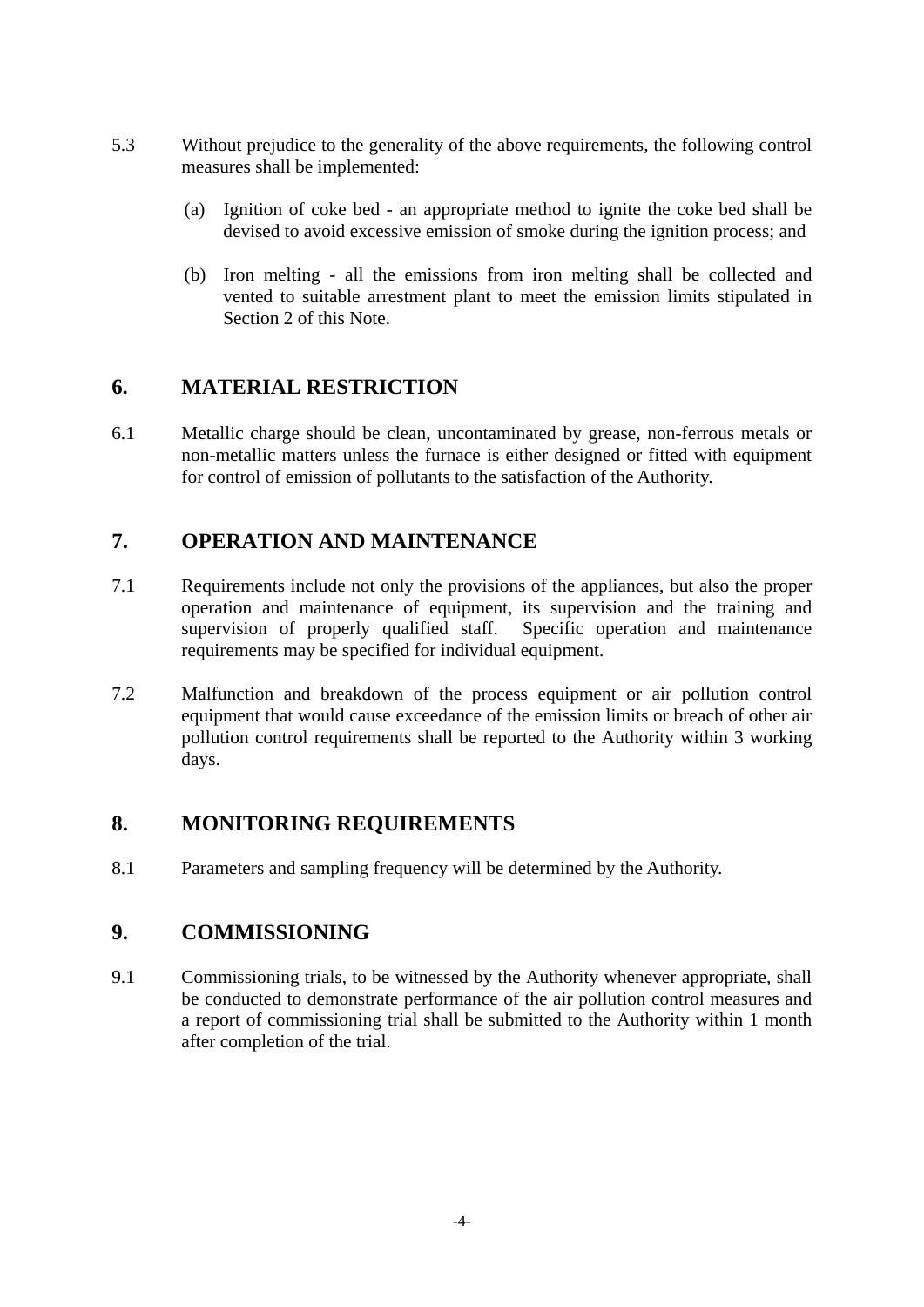5.3 Without prejudice to the generality of the above requirements, the following control measures shall be implemented:

(a) Ignition of coke bed - an appropriate method to ignite the coke bed shall be devised to avoid excessive emission of smoke during the ignition process; and

(b) Iron melting - all the emissions from iron melting shall be collected and vented to suitable arrestment plant to meet the emission limits stipulated in Section 2 of this Note.

## 6. MATERIAL RESTRICTION

6.1 Metallic charge should be clean, uncontaminated by grease, non-ferrous metals or non-metallic matters unless the furnace is either designed or fitted with equipment for control of emission of pollutants to the satisfaction of the Authority.

## 7. OPERATION AND MAINTENANCE

7.1 Requirements include not only the provisions of the appliances, but also the proper operation and maintenance of equipment, its supervision and the training and supervision of properly qualified staff. Specific operation and maintenance requirements may be specified for individual equipment.

7.2 Malfunction and breakdown of the process equipment or air pollution control equipment that would cause exceedance of the emission limits or breach of other air pollution control requirements shall be reported to the Authority within 3 working days.

## 8. MONITORING REQUIREMENTS

8.1 Parameters and sampling frequency will be determined by the Authority.

## 9. COMMISSIONING

9.1 Commissioning trials, to be witnessed by the Authority whenever appropriate, shall be conducted to demonstrate performance of the air pollution control measures and a report of commissioning trial shall be submitted to the Authority within 1 month after completion of the trial.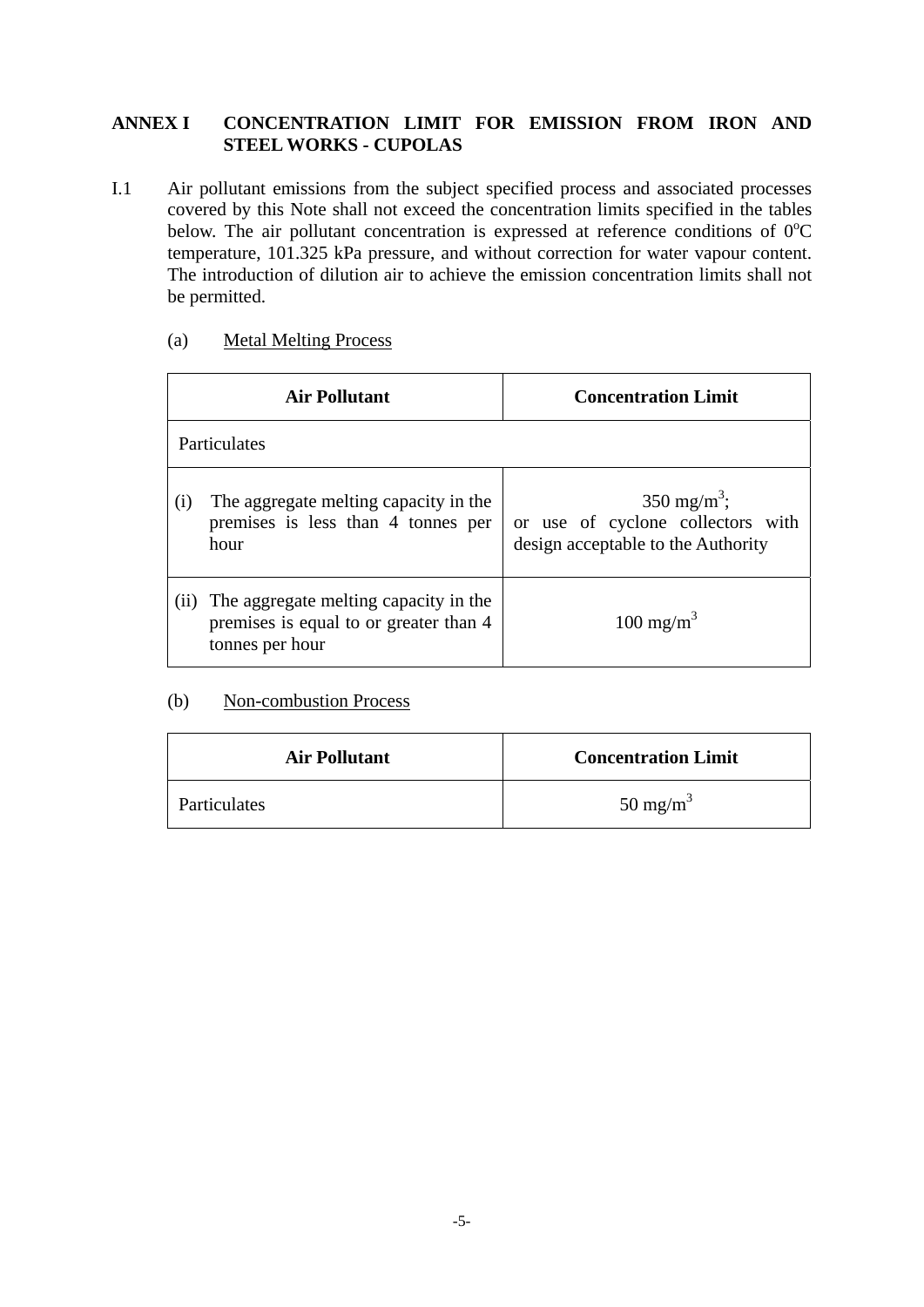## ANNEX I CONCENTRATION LIMIT FOR EMISSION FROM IRON AND STEEL WORKS - CUPOLAS

I.1 Air pollutant emissions from the subject specified process and associated processes covered by this Note shall not exceed the concentration limits specified in the tables below. The air pollutant concentration is expressed at reference conditions of $0^oC$ temperature, 101.325 kPa pressure, and without correction for water vapour content. The introduction of dilution air to achieve the emission concentration limits shall not be permitted.

(a) Metal Melting Process

| Air Pollutant | Concentration Limit |
|---|---|
| Particulates | |
| (i) The aggregate melting capacity in the premises is less than 4 tonnes per hour | 350 $mg/m^3$; or use of cyclone collectors with design acceptable to the Authority |
| (ii) The aggregate melting capacity in the premises is equal to or greater than 4 tonnes per hour | 100 $mg/m^3$ |

(b) Non-combustion Process

| Air Pollutant | Concentration Limit |
|---|---|
| Particulates | 50 $mg/m^3$ |